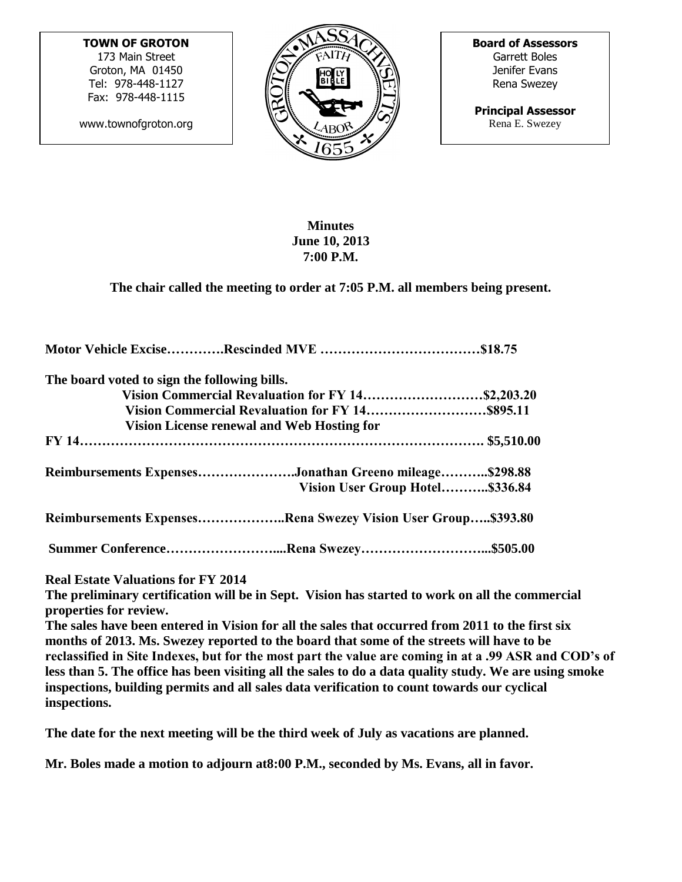**TOWN OF GROTON**
173 Main Street
Groton, MA 01450
Tel: 978-448-1127
Fax: 978-448-1115

www.townofgroton.org

**Board of Assessors**
Garrett Boles
Jenifer Evans
Rena Swezey

**Principal Assessor**
Rena E. Swezey

**Minutes**
**June 10, 2013**
**7:00 P.M.**

**The chair called the meeting to order at 7:05 P.M. all members being present.**

**Motor Vehicle Excise………….Rescinded MVE ………………………………\$18.75**

**The board voted to sign the following bills.**

**Vision Commercial Revaluation for FY 14………………………\$2,203.20**
**Vision Commercial Revaluation for FY 14………………………\$895.11**
**Vision License renewal and Web Hosting for FY 14………………………………………………………………………… \$5,510.00**

**Reimbursements Expenses………………….Jonathan Greeno mileage………..\$298.88**
**Vision User Group Hotel………..\$336.84**

**Reimbursements Expenses………………..Rena Swezey Vision User Group…..\$393.80**

**Summer Conference……………………....Rena Swezey………………………...\$505.00**

**Real Estate Valuations for FY 2014**
**The preliminary certification will be in Sept. Vision has started to work on all the commercial properties for review.**
**The sales have been entered in Vision for all the sales that occurred from 2011 to the first six months of 2013. Ms. Swezey reported to the board that some of the streets will have to be reclassified in Site Indexes, but for the most part the value are coming in at a .99 ASR and COD's of less than 5. The office has been visiting all the sales to do a data quality study. We are using smoke inspections, building permits and all sales data verification to count towards our cyclical inspections.**

**The date for the next meeting will be the third week of July as vacations are planned.**

**Mr. Boles made a motion to adjourn at8:00 P.M., seconded by Ms. Evans, all in favor.**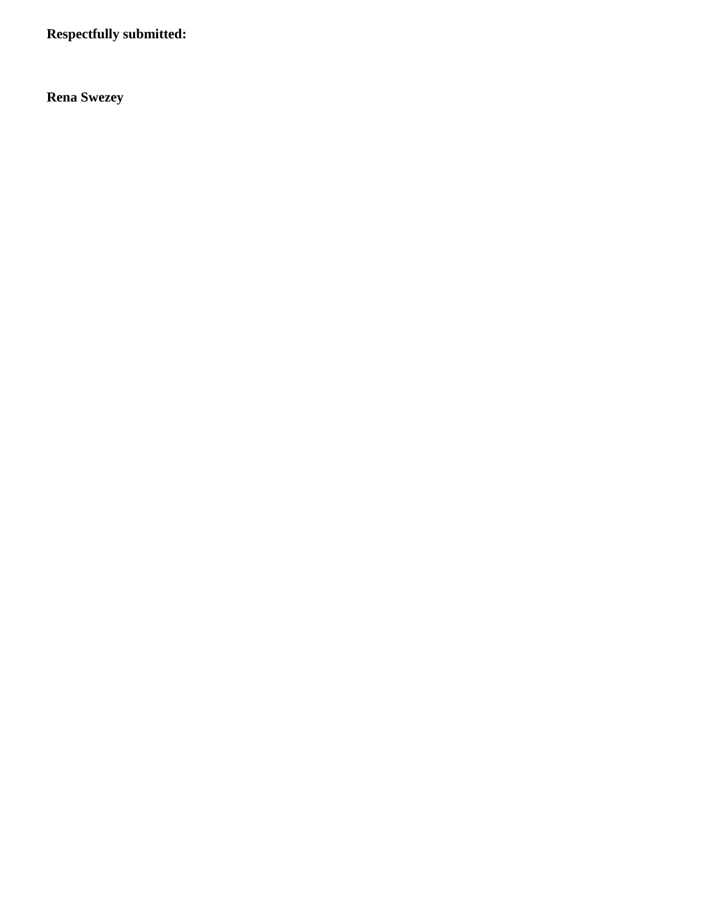**Respectfully submitted:**

**Rena Swezey**